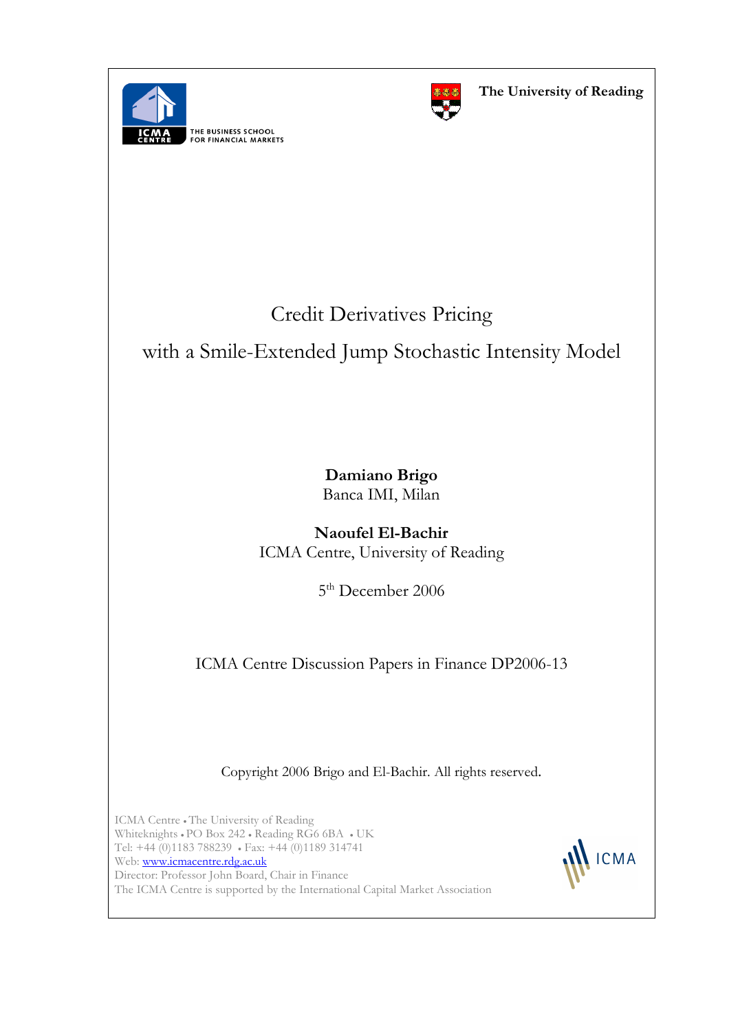THE BUSINESS SCHOOL FOR FINANCIAL MARKETS

**The University of Reading**

# Credit Derivatives Pricing with a Smile-Extended Jump Stochastic Intensity Model

**Damiano Brigo**
Banca IMI, Milan

**Naoufel El-Bachir**
ICMA Centre, University of Reading

5th December 2006

ICMA Centre Discussion Papers in Finance DP2006-13

Copyright 2006 Brigo and El-Bachir. All rights reserved.

ICMA Centre • The University of Reading
Whiteknights • PO Box 242 • Reading RG6 6BA • UK
Tel: +44 (0)1183 788239 • Fax: +44 (0)1189 314741
Web: www.icmacentre.rdg.ac.uk
Director: Professor John Board, Chair in Finance
The ICMA Centre is supported by the International Capital Market Association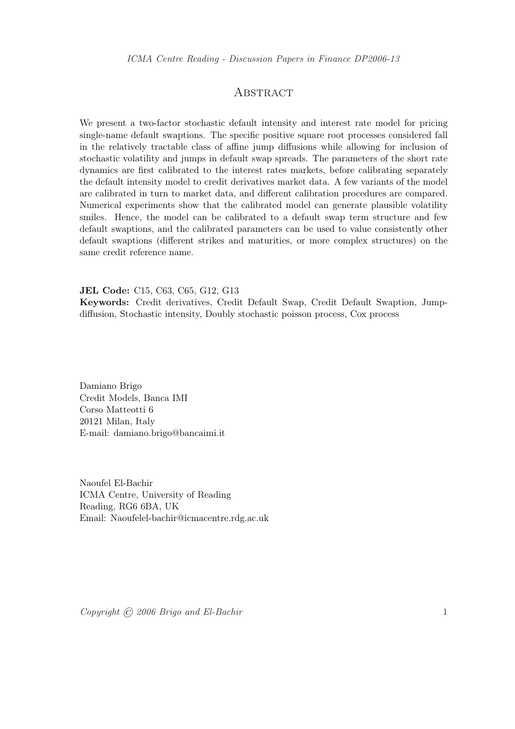# Abstract

We present a two-factor stochastic default intensity and interest rate model for pricing single-name default swaptions. The specific positive square root processes considered fall in the relatively tractable class of affine jump diffusions while allowing for inclusion of stochastic volatility and jumps in default swap spreads. The parameters of the short rate dynamics are first calibrated to the interest rates markets, before calibrating separately the default intensity model to credit derivatives market data. A few variants of the model are calibrated in turn to market data, and different calibration procedures are compared. Numerical experiments show that the calibrated model can generate plausible volatility smiles. Hence, the model can be calibrated to a default swap term structure and few default swaptions, and the calibrated parameters can be used to value consistently other default swaptions (different strikes and maturities, or more complex structures) on the same credit reference name.

**JEL Code:** C15, C63, C65, G12, G13

**Keywords:** Credit derivatives, Credit Default Swap, Credit Default Swaption, Jump-diffusion, Stochastic intensity, Doubly stochastic poisson process, Cox process

Damiano Brigo
Credit Models, Banca IMI
Corso Matteotti 6
20121 Milan, Italy
E-mail: damiano.brigo@bancaimi.it

Naoufel El-Bachir
ICMA Centre, University of Reading
Reading, RG6 6BA, UK
Email: Naoufelel-bachir@icmacentre.rdg.ac.uk

*Copyright © 2006 Brigo and El-Bachir*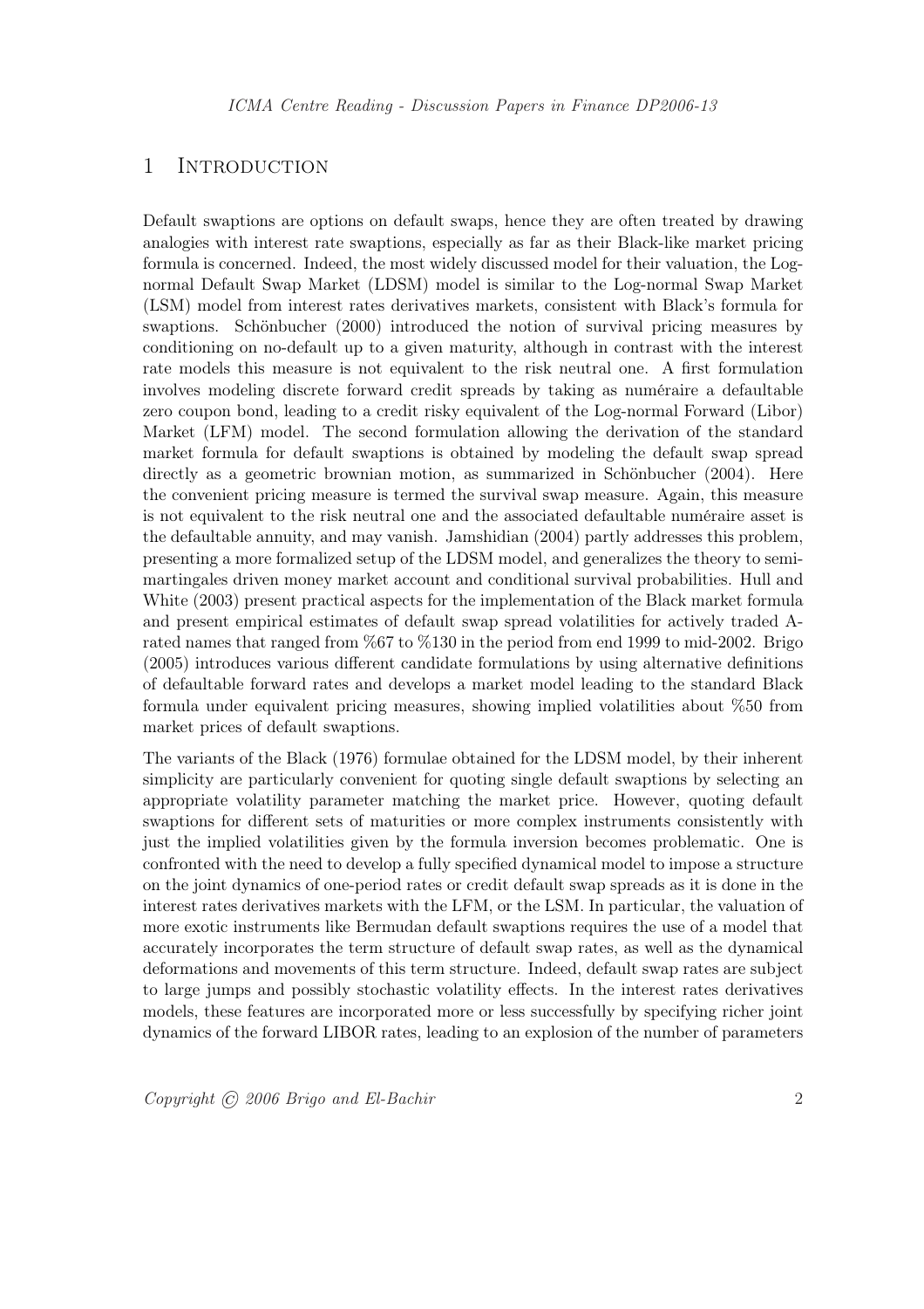# 1 Introduction

Default swaptions are options on default swaps, hence they are often treated by drawing analogies with interest rate swaptions, especially as far as their Black-like market pricing formula is concerned. Indeed, the most widely discussed model for their valuation, the Log-normal Default Swap Market (LDSM) model is similar to the Log-normal Swap Market (LSM) model from interest rates derivatives markets, consistent with Black's formula for swaptions. Schönbucher (2000) introduced the notion of survival pricing measures by conditioning on no-default up to a given maturity, although in contrast with the interest rate models this measure is not equivalent to the risk neutral one. A first formulation involves modeling discrete forward credit spreads by taking as numéraire a defaultable zero coupon bond, leading to a credit risky equivalent of the Log-normal Forward (Libor) Market (LFM) model. The second formulation allowing the derivation of the standard market formula for default swaptions is obtained by modeling the default swap spread directly as a geometric brownian motion, as summarized in Schönbucher (2004). Here the convenient pricing measure is termed the survival swap measure. Again, this measure is not equivalent to the risk neutral one and the associated defaultable numéraire asset is the defaultable annuity, and may vanish. Jamshidian (2004) partly addresses this problem, presenting a more formalized setup of the LDSM model, and generalizes the theory to semi-martingales driven money market account and conditional survival probabilities. Hull and White (2003) present practical aspects for the implementation of the Black market formula and present empirical estimates of default swap spread volatilities for actively traded A-rated names that ranged from %67 to %130 in the period from end 1999 to mid-2002. Brigo (2005) introduces various different candidate formulations by using alternative definitions of defaultable forward rates and develops a market model leading to the standard Black formula under equivalent pricing measures, showing implied volatilities about %50 from market prices of default swaptions.

The variants of the Black (1976) formulae obtained for the LDSM model, by their inherent simplicity are particularly convenient for quoting single default swaptions by selecting an appropriate volatility parameter matching the market price. However, quoting default swaptions for different sets of maturities or more complex instruments consistently with just the implied volatilities given by the formula inversion becomes problematic. One is confronted with the need to develop a fully specified dynamical model to impose a structure on the joint dynamics of one-period rates or credit default swap spreads as it is done in the interest rates derivatives markets with the LFM, or the LSM. In particular, the valuation of more exotic instruments like Bermudan default swaptions requires the use of a model that accurately incorporates the term structure of default swap rates, as well as the dynamical deformations and movements of this term structure. Indeed, default swap rates are subject to large jumps and possibly stochastic volatility effects. In the interest rates derivatives models, these features are incorporated more or less successfully by specifying richer joint dynamics of the forward LIBOR rates, leading to an explosion of the number of parameters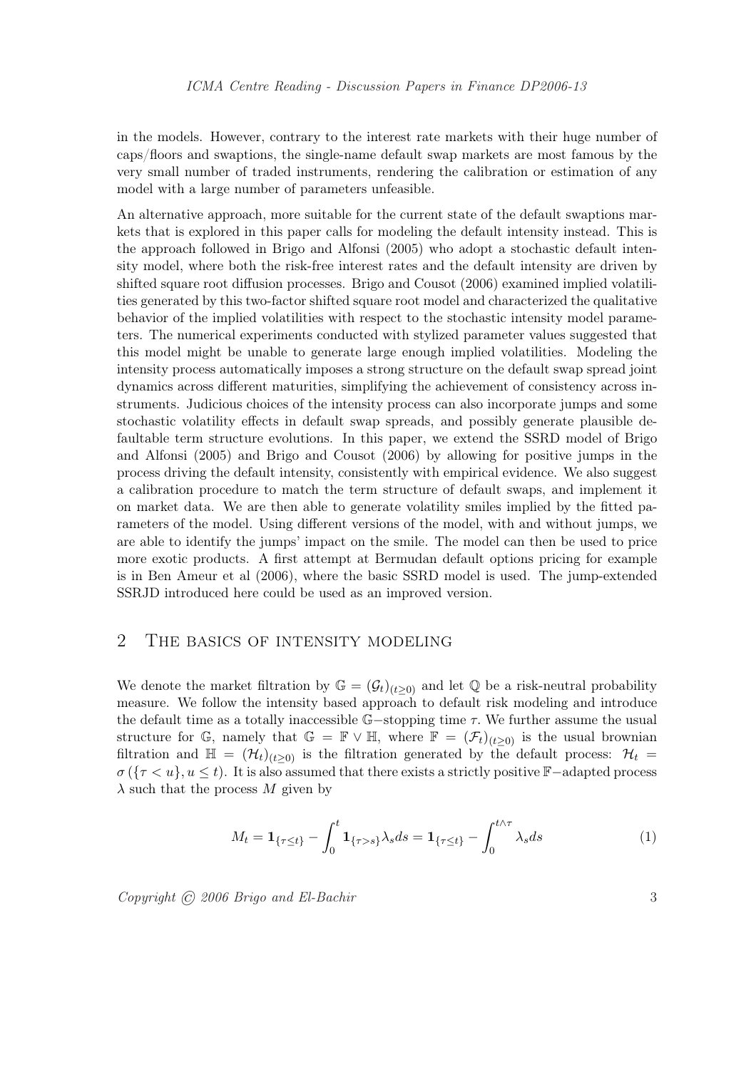in the models. However, contrary to the interest rate markets with their huge number of caps/floors and swaptions, the single-name default swap markets are most famous by the very small number of traded instruments, rendering the calibration or estimation of any model with a large number of parameters unfeasible.

An alternative approach, more suitable for the current state of the default swaptions markets that is explored in this paper calls for modeling the default intensity instead. This is the approach followed in Brigo and Alfonsi (2005) who adopt a stochastic default intensity model, where both the risk-free interest rates and the default intensity are driven by shifted square root diffusion processes. Brigo and Cousot (2006) examined implied volatilities generated by this two-factor shifted square root model and characterized the qualitative behavior of the implied volatilities with respect to the stochastic intensity model parameters. The numerical experiments conducted with stylized parameter values suggested that this model might be unable to generate large enough implied volatilities. Modeling the intensity process automatically imposes a strong structure on the default swap spread joint dynamics across different maturities, simplifying the achievement of consistency across instruments. Judicious choices of the intensity process can also incorporate jumps and some stochastic volatility effects in default swap spreads, and possibly generate plausible defaultable term structure evolutions. In this paper, we extend the SSRD model of Brigo and Alfonsi (2005) and Brigo and Cousot (2006) by allowing for positive jumps in the process driving the default intensity, consistently with empirical evidence. We also suggest a calibration procedure to match the term structure of default swaps, and implement it on market data. We are then able to generate volatility smiles implied by the fitted parameters of the model. Using different versions of the model, with and without jumps, we are able to identify the jumps' impact on the smile. The model can then be used to price more exotic products. A first attempt at Bermudan default options pricing for example is in Ben Ameur et al (2006), where the basic SSRD model is used. The jump-extended SSRJD introduced here could be used as an improved version.

## 2 The basics of intensity modeling

We denote the market filtration by $\mathbb{G} = (\mathcal{G}_t)_{(t\geq 0)}$ and let $\mathbb{Q}$ be a risk-neutral probability measure. We follow the intensity based approach to default risk modeling and introduce the default time as a totally inaccessible $\mathbb{G}-$stopping time $\tau$. We further assume the usual structure for $\mathbb{G}$, namely that $\mathbb{G} = \mathbb{F} \vee \mathbb{H}$, where $\mathbb{F} = (\mathcal{F}_t)_{(t\geq 0)}$ is the usual brownian filtration and $\mathbb{H} = (\mathcal{H}_t)_{(t\geq 0)}$ is the filtration generated by the default process: $\mathcal{H}_t = \sigma(\{\tau < u\}, u \leq t)$. It is also assumed that there exists a strictly positive $\mathbb{F}-$adapted process $\lambda$ such that the process $M$ given by

$$M_t = \mathbf{1}_{\{\tau \leq t\}} - \int_0^t \mathbf{1}_{\{\tau > s\}} \lambda_s ds = \mathbf{1}_{\{\tau \leq t\}} - \int_0^{t\wedge\tau} \lambda_s ds \tag{1}$$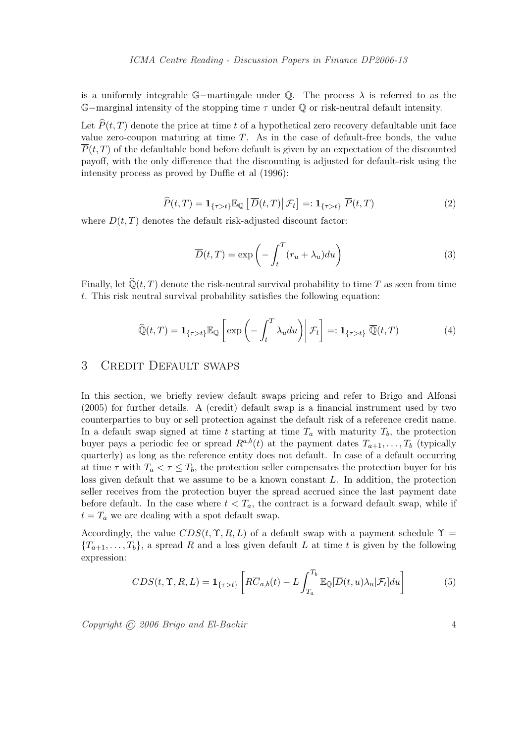is a uniformly integrable $\mathbb{G}-$martingale under $\mathbb{Q}$. The process $\lambda$ is referred to as the $\mathbb{G}-$marginal intensity of the stopping time $\tau$ under $\mathbb{Q}$ or risk-neutral default intensity.

Let $\widehat{P}(t,T)$ denote the price at time $t$ of a hypothetical zero recovery defaultable unit face value zero-coupon maturing at time $T$. As in the case of default-free bonds, the value $\overline{P}(t,T)$ of the defaultable bond before default is given by an expectation of the discounted payoff, with the only difference that the discounting is adjusted for default-risk using the intensity process as proved by Duffie et al (1996):

$$\widehat{P}(t,T) = \mathbf{1}_{\{\tau>t\}}\mathbb{E}_{\mathbb{Q}}\left[\overline{D}(t,T)\middle|\,\mathcal{F}_t\right] =: \mathbf{1}_{\{\tau>t\}}\,\overline{P}(t,T) \tag{2}$$

where $\overline{D}(t,T)$ denotes the default risk-adjusted discount factor:

$$\overline{D}(t,T) = \exp\left(-\int_t^T (r_u+\lambda_u)du\right) \tag{3}$$

Finally, let $\widehat{\mathbb{Q}}(t,T)$ denote the risk-neutral survival probability to time $T$ as seen from time $t$. This risk neutral survival probability satisfies the following equation:

$$\widehat{\mathbb{Q}}(t,T) = \mathbf{1}_{\{\tau>t\}}\mathbb{E}_{\mathbb{Q}}\left[\exp\left(-\int_t^T \lambda_u du\right)\middle|\,\mathcal{F}_t\right] =: \mathbf{1}_{\{\tau>t\}}\,\overline{\mathbb{Q}}(t,T) \tag{4}$$

## 3 Credit Default swaps

In this section, we briefly review default swaps pricing and refer to Brigo and Alfonsi (2005) for further details. A (credit) default swap is a financial instrument used by two counterparties to buy or sell protection against the default risk of a reference credit name. In a default swap signed at time $t$ starting at time $T_a$ with maturity $T_b$, the protection buyer pays a periodic fee or spread $R^{a,b}(t)$ at the payment dates $T_{a+1},\ldots,T_b$ (typically quarterly) as long as the reference entity does not default. In case of a default occurring at time $\tau$ with $T_a < \tau \leq T_b$, the protection seller compensates the protection buyer for his loss given default that we assume to be a known constant $L$. In addition, the protection seller receives from the protection buyer the spread accrued since the last payment date before default. In the case where $t < T_a$, the contract is a forward default swap, while if $t = T_a$ we are dealing with a spot default swap.

Accordingly, the value $CDS(t,\Upsilon,R,L)$ of a default swap with a payment schedule $\Upsilon = \{T_{a+1},\ldots,T_b\}$, a spread $R$ and a loss given default $L$ at time $t$ is given by the following expression:

$$CDS(t,\Upsilon,R,L) = \mathbf{1}_{\{\tau>t\}}\left[R\overline{C}_{a,b}(t) - L\int_{T_a}^{T_b}\mathbb{E}_{\mathbb{Q}}[\overline{D}(t,u)\lambda_u|\mathcal{F}_t]du\right] \tag{5}$$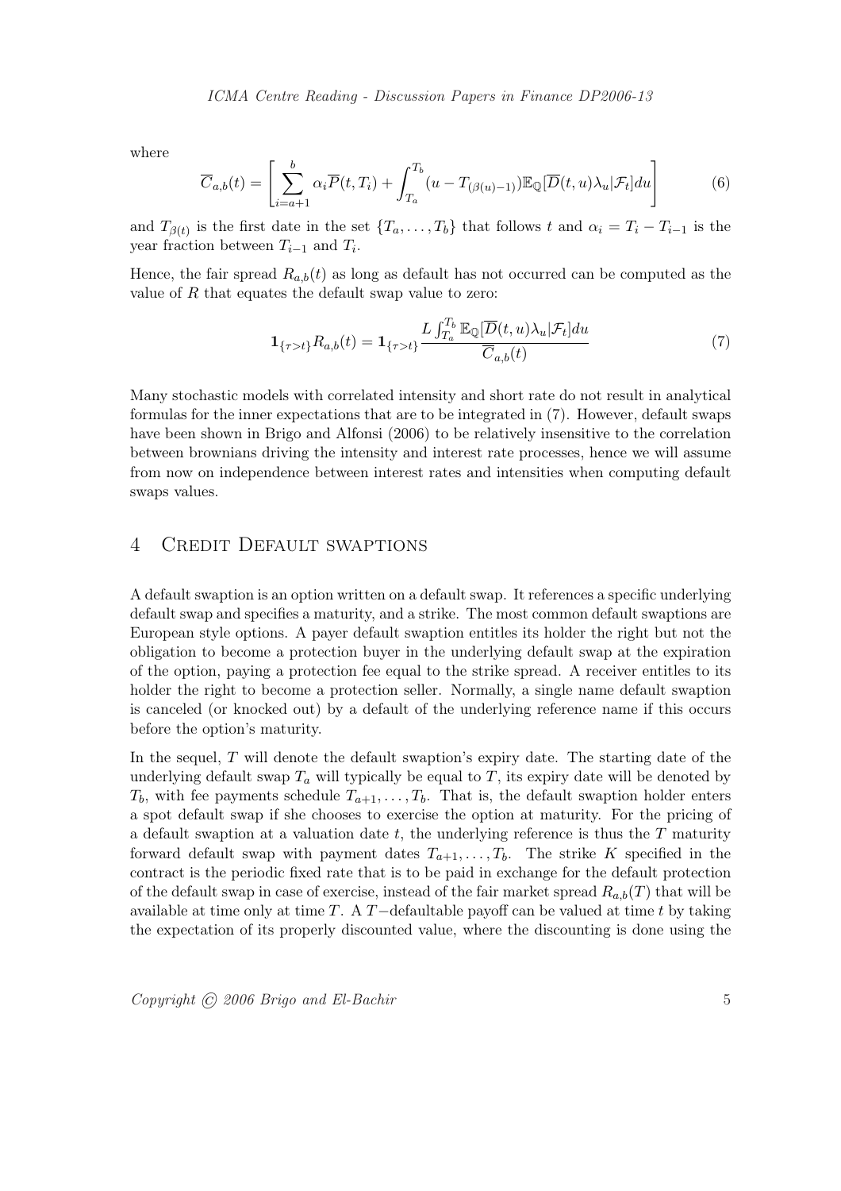where

$$\overline{C}_{a,b}(t) = \left[ \sum_{i=a+1}^{b} \alpha_i \overline{P}(t, T_i) + \int_{T_a}^{T_b} (u - T_{(\beta(u)-1)}) \mathbb{E}_{\mathbb{Q}}[\overline{D}(t, u) \lambda_u | \mathcal{F}_t] du \right] \tag{6}$$

and $T_{\beta(t)}$ is the first date in the set $\{T_a, \ldots, T_b\}$ that follows $t$ and $\alpha_i = T_i - T_{i-1}$ is the year fraction between $T_{i-1}$ and $T_i$.

Hence, the fair spread $R_{a,b}(t)$ as long as default has not occurred can be computed as the value of $R$ that equates the default swap value to zero:

$$\mathbf{1}_{\{\tau > t\}} R_{a,b}(t) = \mathbf{1}_{\{\tau > t\}} \frac{L \int_{T_a}^{T_b} \mathbb{E}_{\mathbb{Q}}[\overline{D}(t, u) \lambda_u | \mathcal{F}_t] du}{\overline{C}_{a,b}(t)} \tag{7}$$

Many stochastic models with correlated intensity and short rate do not result in analytical formulas for the inner expectations that are to be integrated in (7). However, default swaps have been shown in Brigo and Alfonsi (2006) to be relatively insensitive to the correlation between brownians driving the intensity and interest rate processes, hence we will assume from now on independence between interest rates and intensities when computing default swaps values.

## 4 Credit Default swaptions

A default swaption is an option written on a default swap. It references a specific underlying default swap and specifies a maturity, and a strike. The most common default swaptions are European style options. A payer default swaption entitles its holder the right but not the obligation to become a protection buyer in the underlying default swap at the expiration of the option, paying a protection fee equal to the strike spread. A receiver entitles to its holder the right to become a protection seller. Normally, a single name default swaption is canceled (or knocked out) by a default of the underlying reference name if this occurs before the option's maturity.

In the sequel, $T$ will denote the default swaption's expiry date. The starting date of the underlying default swap $T_a$ will typically be equal to $T$, its expiry date will be denoted by $T_b$, with fee payments schedule $T_{a+1}, \ldots, T_b$. That is, the default swaption holder enters a spot default swap if she chooses to exercise the option at maturity. For the pricing of a default swaption at a valuation date $t$, the underlying reference is thus the $T$ maturity forward default swap with payment dates $T_{a+1}, \ldots, T_b$. The strike $K$ specified in the contract is the periodic fixed rate that is to be paid in exchange for the default protection of the default swap in case of exercise, instead of the fair market spread $R_{a,b}(T)$ that will be available at time only at time $T$. A $T-$defaultable payoff can be valued at time $t$ by taking the expectation of its properly discounted value, where the discounting is done using the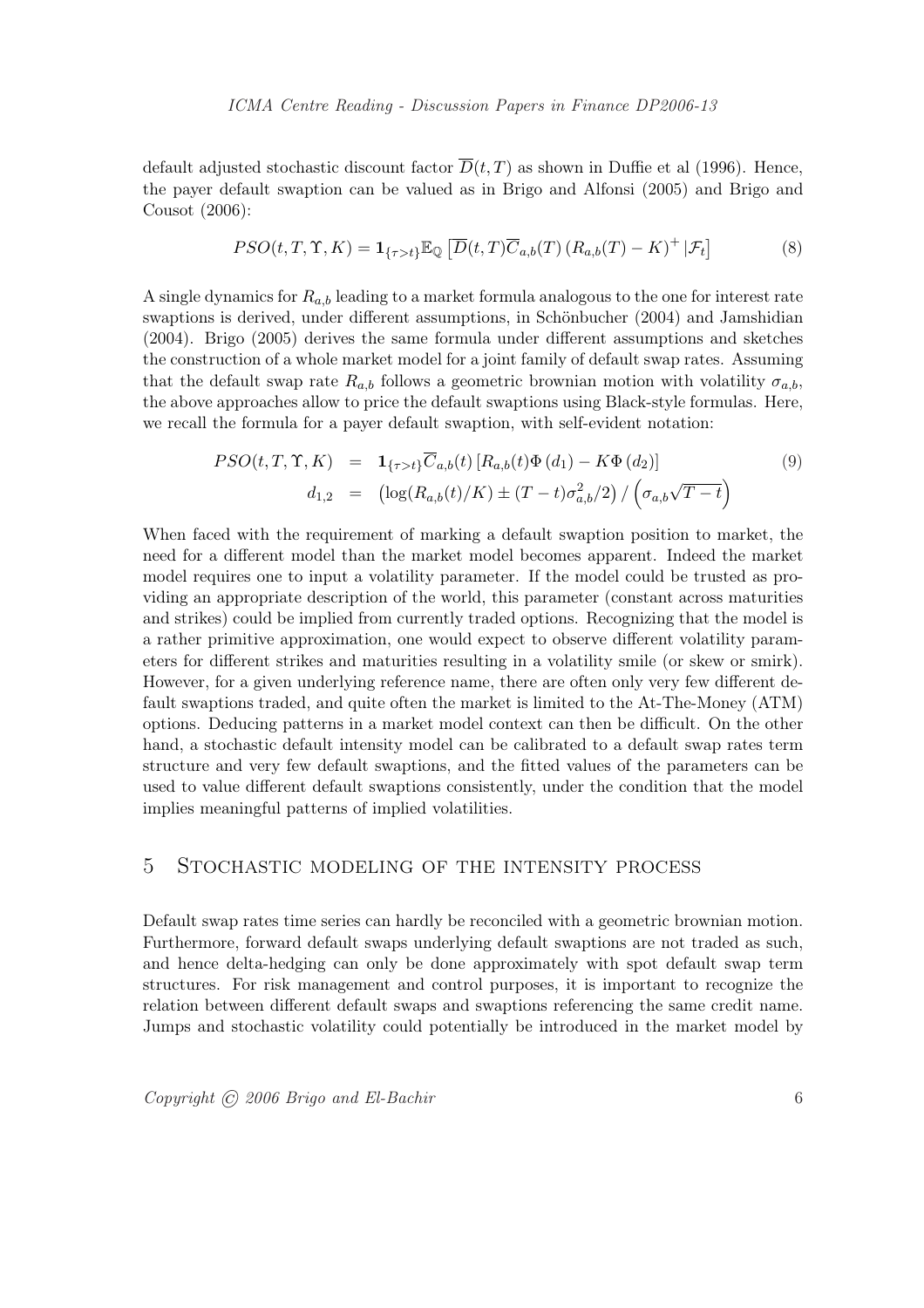default adjusted stochastic discount factor $\overline{D}(t,T)$ as shown in Duffie et al (1996). Hence, the payer default swaption can be valued as in Brigo and Alfonsi (2005) and Brigo and Cousot (2006):

$$PSO(t,T,\Upsilon,K) = \mathbf{1}_{\{\tau>t\}}\mathbb{E}_{\mathbb{Q}}\left[\overline{D}(t,T)\overline{C}_{a,b}(T)\left(R_{a,b}(T)-K\right)^{+}|\mathcal{F}_t\right] \tag{8}$$

A single dynamics for $R_{a,b}$ leading to a market formula analogous to the one for interest rate swaptions is derived, under different assumptions, in Schönbucher (2004) and Jamshidian (2004). Brigo (2005) derives the same formula under different assumptions and sketches the construction of a whole market model for a joint family of default swap rates. Assuming that the default swap rate $R_{a,b}$ follows a geometric brownian motion with volatility $\sigma_{a,b}$, the above approaches allow to price the default swaptions using Black-style formulas. Here, we recall the formula for a payer default swaption, with self-evident notation:

$$\begin{aligned} PSO(t,T,\Upsilon,K) &= \mathbf{1}_{\{\tau>t\}}\overline{C}_{a,b}(t)\left[R_{a,b}(t)\Phi\left(d_1\right)-K\Phi\left(d_2\right)\right] \\ d_{1,2} &= \left(\log(R_{a,b}(t)/K) \pm (T-t)\sigma_{a,b}^2/2\right)/\left(\sigma_{a,b}\sqrt{T-t}\right) \end{aligned} \tag{9}$$

When faced with the requirement of marking a default swaption position to market, the need for a different model than the market model becomes apparent. Indeed the market model requires one to input a volatility parameter. If the model could be trusted as providing an appropriate description of the world, this parameter (constant across maturities and strikes) could be implied from currently traded options. Recognizing that the model is a rather primitive approximation, one would expect to observe different volatility parameters for different strikes and maturities resulting in a volatility smile (or skew or smirk). However, for a given underlying reference name, there are often only very few different default swaptions traded, and quite often the market is limited to the At-The-Money (ATM) options. Deducing patterns in a market model context can then be difficult. On the other hand, a stochastic default intensity model can be calibrated to a default swap rates term structure and very few default swaptions, and the fitted values of the parameters can be used to value different default swaptions consistently, under the condition that the model implies meaningful patterns of implied volatilities.

## 5 Stochastic modeling of the intensity process

Default swap rates time series can hardly be reconciled with a geometric brownian motion. Furthermore, forward default swaps underlying default swaptions are not traded as such, and hence delta-hedging can only be done approximately with spot default swap term structures. For risk management and control purposes, it is important to recognize the relation between different default swaps and swaptions referencing the same credit name. Jumps and stochastic volatility could potentially be introduced in the market model by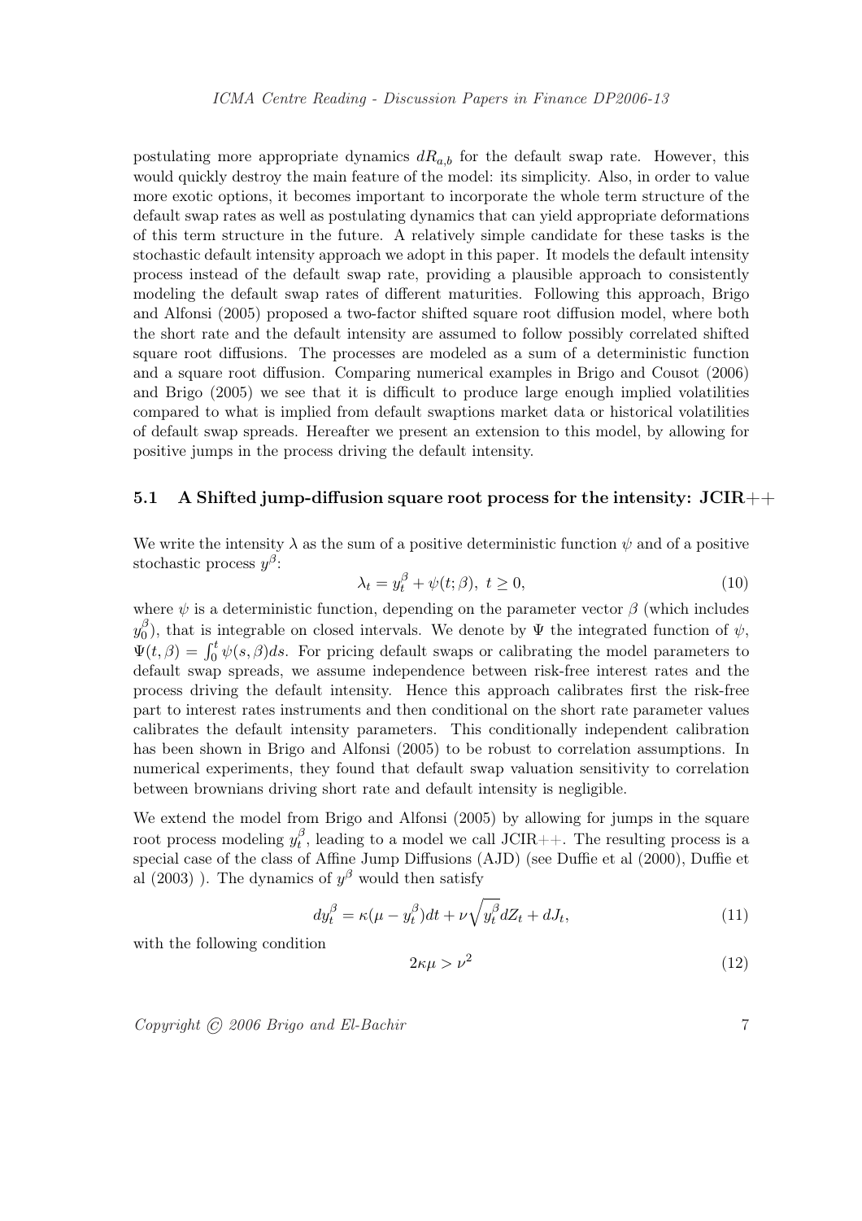postulating more appropriate dynamics $dR_{a,b}$ for the default swap rate. However, this would quickly destroy the main feature of the model: its simplicity. Also, in order to value more exotic options, it becomes important to incorporate the whole term structure of the default swap rates as well as postulating dynamics that can yield appropriate deformations of this term structure in the future. A relatively simple candidate for these tasks is the stochastic default intensity approach we adopt in this paper. It models the default intensity process instead of the default swap rate, providing a plausible approach to consistently modeling the default swap rates of different maturities. Following this approach, Brigo and Alfonsi (2005) proposed a two-factor shifted square root diffusion model, where both the short rate and the default intensity are assumed to follow possibly correlated shifted square root diffusions. The processes are modeled as a sum of a deterministic function and a square root diffusion. Comparing numerical examples in Brigo and Cousot (2006) and Brigo (2005) we see that it is difficult to produce large enough implied volatilities compared to what is implied from default swaptions market data or historical volatilities of default swap spreads. Hereafter we present an extension to this model, by allowing for positive jumps in the process driving the default intensity.

### 5.1 A Shifted jump-diffusion square root process for the intensity: JCIR++

We write the intensity $\lambda$ as the sum of a positive deterministic function $\psi$ and of a positive stochastic process $y^{\beta}$:

$$\lambda_t = y_t^{\beta} + \psi(t;\beta),\ t \geq 0, \tag{10}$$

where $\psi$ is a deterministic function, depending on the parameter vector $\beta$ (which includes $y_0^{\beta}$), that is integrable on closed intervals. We denote by $\Psi$ the integrated function of $\psi$, $\Psi(t,\beta) = \int_0^t \psi(s,\beta)ds$. For pricing default swaps or calibrating the model parameters to default swap spreads, we assume independence between risk-free interest rates and the process driving the default intensity. Hence this approach calibrates first the risk-free part to interest rates instruments and then conditional on the short rate parameter values calibrates the default intensity parameters. This conditionally independent calibration has been shown in Brigo and Alfonsi (2005) to be robust to correlation assumptions. In numerical experiments, they found that default swap valuation sensitivity to correlation between brownians driving short rate and default intensity is negligible.

We extend the model from Brigo and Alfonsi (2005) by allowing for jumps in the square root process modeling $y_t^{\beta}$, leading to a model we call JCIR++. The resulting process is a special case of the class of Affine Jump Diffusions (AJD) (see Duffie et al (2000), Duffie et al (2003) ). The dynamics of $y^{\beta}$ would then satisfy

$$dy_t^{\beta} = \kappa(\mu - y_t^{\beta})dt + \nu\sqrt{y_t^{\beta}}dZ_t + dJ_t, \tag{11}$$

with the following condition

$$2\kappa\mu > \nu^2 \tag{12}$$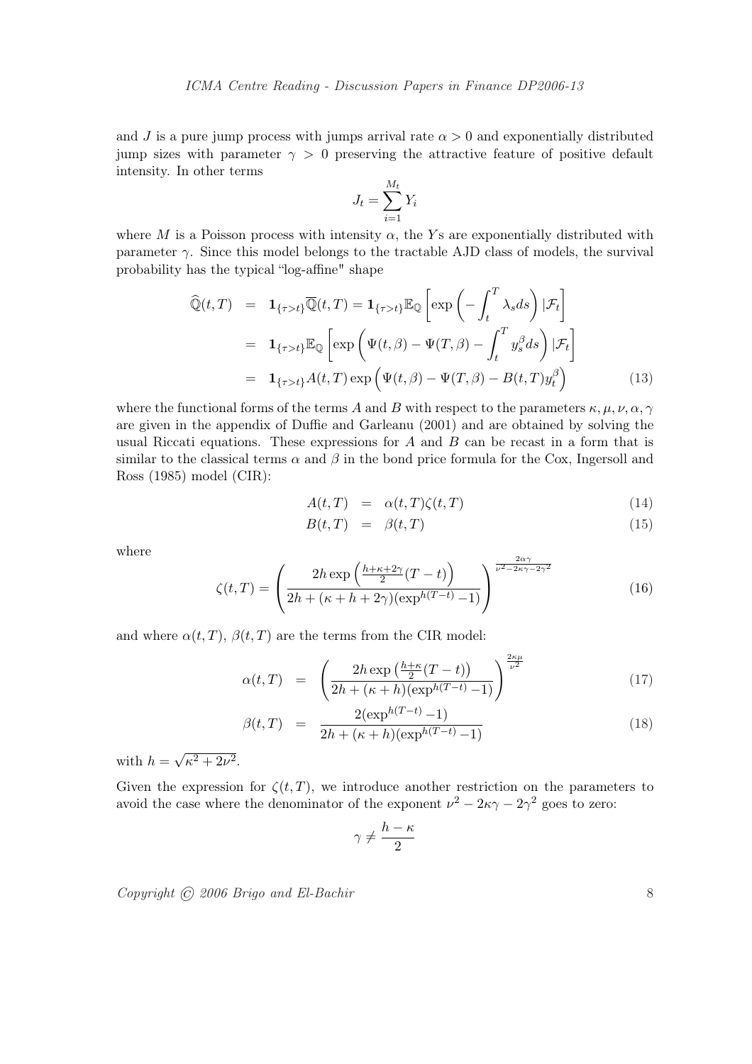and $J$ is a pure jump process with jumps arrival rate $\alpha > 0$ and exponentially distributed jump sizes with parameter $\gamma > 0$ preserving the attractive feature of positive default intensity. In other terms

$$J_t = \sum_{i=1}^{M_t} Y_i$$

where $M$ is a Poisson process with intensity $\alpha$, the $Y$s are exponentially distributed with parameter $\gamma$. Since this model belongs to the tractable AJD class of models, the survival probability has the typical "log-affine" shape

$$\begin{aligned}
\widehat{\mathbb{Q}}(t,T) &= \mathbf{1}_{\{\tau>t\}}\overline{\mathbb{Q}}(t,T) = \mathbf{1}_{\{\tau>t\}}\mathbb{E}_{\mathbb{Q}}\left[\exp\left(-\int_t^T \lambda_s ds\right)|\mathcal{F}_t\right] \\
&= \mathbf{1}_{\{\tau>t\}}\mathbb{E}_{\mathbb{Q}}\left[\exp\left(\Psi(t,\beta) - \Psi(T,\beta) - \int_t^T y_s^\beta ds\right)|\mathcal{F}_t\right] \\
&= \mathbf{1}_{\{\tau>t\}}A(t,T)\exp\left(\Psi(t,\beta) - \Psi(T,\beta) - B(t,T)y_t^\beta\right) \qquad (13)
\end{aligned}$$

where the functional forms of the terms $A$ and $B$ with respect to the parameters $\kappa, \mu, \nu, \alpha, \gamma$ are given in the appendix of Duffie and Garleanu (2001) and are obtained by solving the usual Riccati equations. These expressions for $A$ and $B$ can be recast in a form that is similar to the classical terms $\alpha$ and $\beta$ in the bond price formula for the Cox, Ingersoll and Ross (1985) model (CIR):

$$\begin{aligned}
A(t,T) &= \alpha(t,T)\zeta(t,T) \qquad (14) \\
B(t,T) &= \beta(t,T) \qquad (15)
\end{aligned}$$

where

$$\zeta(t,T) = \left(\frac{2h\exp\left(\frac{h+\kappa+2\gamma}{2}(T-t)\right)}{2h + (\kappa+h+2\gamma)(\exp^{h(T-t)}-1)}\right)^{\frac{2\alpha\gamma}{\nu^2-2\kappa\gamma-2\gamma^2}} \qquad (16)$$

and where $\alpha(t,T)$, $\beta(t,T)$ are the terms from the CIR model:

$$\begin{aligned}
\alpha(t,T) &= \left(\frac{2h\exp\left(\frac{h+\kappa}{2}(T-t)\right)}{2h+(\kappa+h)(\exp^{h(T-t)}-1)}\right)^{\frac{2\kappa\mu}{\nu^2}} \qquad (17) \\
\beta(t,T) &= \frac{2(\exp^{h(T-t)}-1)}{2h+(\kappa+h)(\exp^{h(T-t)}-1)} \qquad (18)
\end{aligned}$$

with $h = \sqrt{\kappa^2 + 2\nu^2}$.

Given the expression for $\zeta(t,T)$, we introduce another restriction on the parameters to avoid the case where the denominator of the exponent $\nu^2 - 2\kappa\gamma - 2\gamma^2$ goes to zero:

$$\gamma \neq \frac{h-\kappa}{2}$$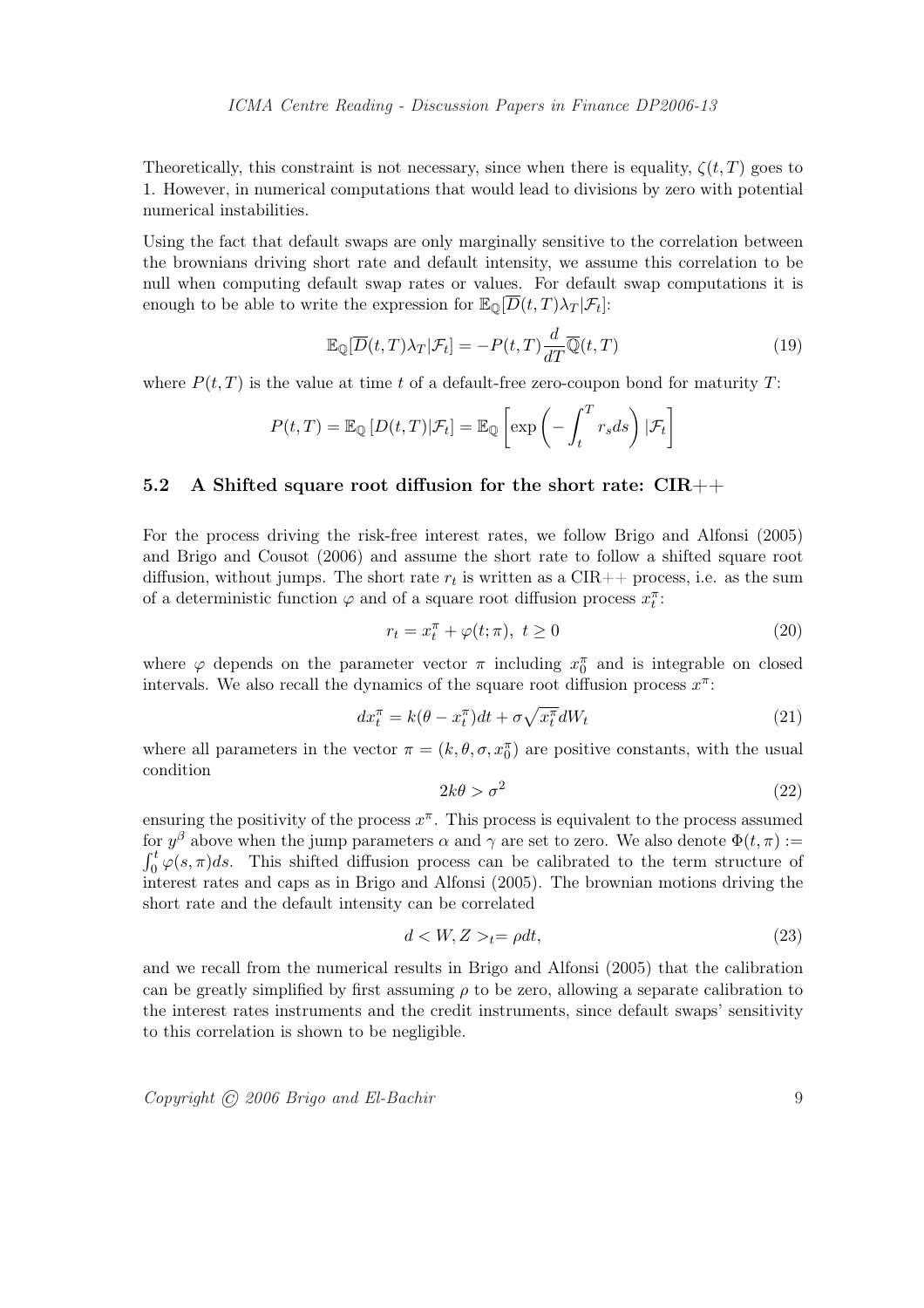Theoretically, this constraint is not necessary, since when there is equality, $\zeta(t,T)$ goes to 1. However, in numerical computations that would lead to divisions by zero with potential numerical instabilities.

Using the fact that default swaps are only marginally sensitive to the correlation between the brownians driving short rate and default intensity, we assume this correlation to be null when computing default swap rates or values. For default swap computations it is enough to be able to write the expression for $\mathbb{E}_{\mathbb{Q}}[\overline{D}(t,T)\lambda_T|\mathcal{F}_t]$:

$$\mathbb{E}_{\mathbb{Q}}[\overline{D}(t,T)\lambda_T|\mathcal{F}_t] = -P(t,T)\frac{d}{dT}\overline{\mathbb{Q}}(t,T) \tag{19}$$

where $P(t,T)$ is the value at time $t$ of a default-free zero-coupon bond for maturity $T$:

$$P(t,T) = \mathbb{E}_{\mathbb{Q}}\left[D(t,T)|\mathcal{F}_t\right] = \mathbb{E}_{\mathbb{Q}}\left[\exp\left(-\int_t^T r_s ds\right)|\mathcal{F}_t\right]$$

### 5.2 A Shifted square root diffusion for the short rate: CIR++

For the process driving the risk-free interest rates, we follow Brigo and Alfonsi (2005) and Brigo and Cousot (2006) and assume the short rate to follow a shifted square root diffusion, without jumps. The short rate $r_t$ is written as a CIR++ process, i.e. as the sum of a deterministic function $\varphi$ and of a square root diffusion process $x_t^\pi$:

$$r_t = x_t^\pi + \varphi(t;\pi),\ t \geq 0 \tag{20}$$

where $\varphi$ depends on the parameter vector $\pi$ including $x_0^\pi$ and is integrable on closed intervals. We also recall the dynamics of the square root diffusion process $x^\pi$:

$$dx_t^\pi = k(\theta - x_t^\pi)dt + \sigma\sqrt{x_t^\pi}dW_t \tag{21}$$

where all parameters in the vector $\pi = (k, \theta, \sigma, x_0^\pi)$ are positive constants, with the usual condition

$$2k\theta > \sigma^2 \tag{22}$$

ensuring the positivity of the process $x^\pi$. This process is equivalent to the process assumed for $y^\beta$ above when the jump parameters $\alpha$ and $\gamma$ are set to zero. We also denote $\Phi(t,\pi) := \int_0^t \varphi(s,\pi)ds$. This shifted diffusion process can be calibrated to the term structure of interest rates and caps as in Brigo and Alfonsi (2005). The brownian motions driving the short rate and the default intensity can be correlated

$$d<W,Z>_t = \rho dt, \tag{23}$$

and we recall from the numerical results in Brigo and Alfonsi (2005) that the calibration can be greatly simplified by first assuming $\rho$ to be zero, allowing a separate calibration to the interest rates instruments and the credit instruments, since default swaps' sensitivity to this correlation is shown to be negligible.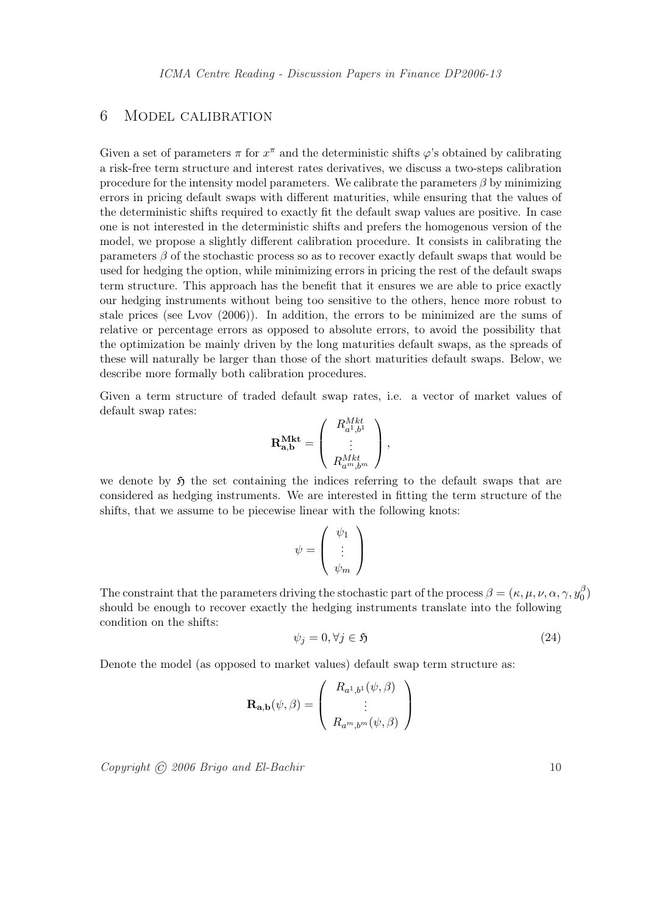## 6 Model calibration

Given a set of parameters $\pi$ for $x^\pi$ and the deterministic shifts $\varphi$'s obtained by calibrating a risk-free term structure and interest rates derivatives, we discuss a two-steps calibration procedure for the intensity model parameters. We calibrate the parameters $\beta$ by minimizing errors in pricing default swaps with different maturities, while ensuring that the values of the deterministic shifts required to exactly fit the default swap values are positive. In case one is not interested in the deterministic shifts and prefers the homogenous version of the model, we propose a slightly different calibration procedure. It consists in calibrating the parameters $\beta$ of the stochastic process so as to recover exactly default swaps that would be used for hedging the option, while minimizing errors in pricing the rest of the default swaps term structure. This approach has the benefit that it ensures we are able to price exactly our hedging instruments without being too sensitive to the others, hence more robust to stale prices (see Lvov (2006)). In addition, the errors to be minimized are the sums of relative or percentage errors as opposed to absolute errors, to avoid the possibility that the optimization be mainly driven by the long maturities default swaps, as the spreads of these will naturally be larger than those of the short maturities default swaps. Below, we describe more formally both calibration procedures.

Given a term structure of traded default swap rates, i.e. a vector of market values of default swap rates:

$$\mathbf{R}^{\mathbf{Mkt}}_{\mathbf{a},\mathbf{b}} = \begin{pmatrix} R^{Mkt}_{a^1,b^1} \\ \vdots \\ R^{Mkt}_{a^m,b^m} \end{pmatrix},$$

we denote by $\mathfrak{H}$ the set containing the indices referring to the default swaps that are considered as hedging instruments. We are interested in fitting the term structure of the shifts, that we assume to be piecewise linear with the following knots:

$$\psi = \begin{pmatrix} \psi_1 \\ \vdots \\ \psi_m \end{pmatrix}$$

The constraint that the parameters driving the stochastic part of the process $\beta = (\kappa, \mu, \nu, \alpha, \gamma, y_0^\beta)$ should be enough to recover exactly the hedging instruments translate into the following condition on the shifts:

$$\psi_j = 0, \forall j \in \mathfrak{H} \tag{24}$$

Denote the model (as opposed to market values) default swap term structure as:

$$\mathbf{R}_{\mathbf{a},\mathbf{b}}(\psi, \beta) = \begin{pmatrix} R_{a^1,b^1}(\psi, \beta) \\ \vdots \\ R_{a^m,b^m}(\psi, \beta) \end{pmatrix}$$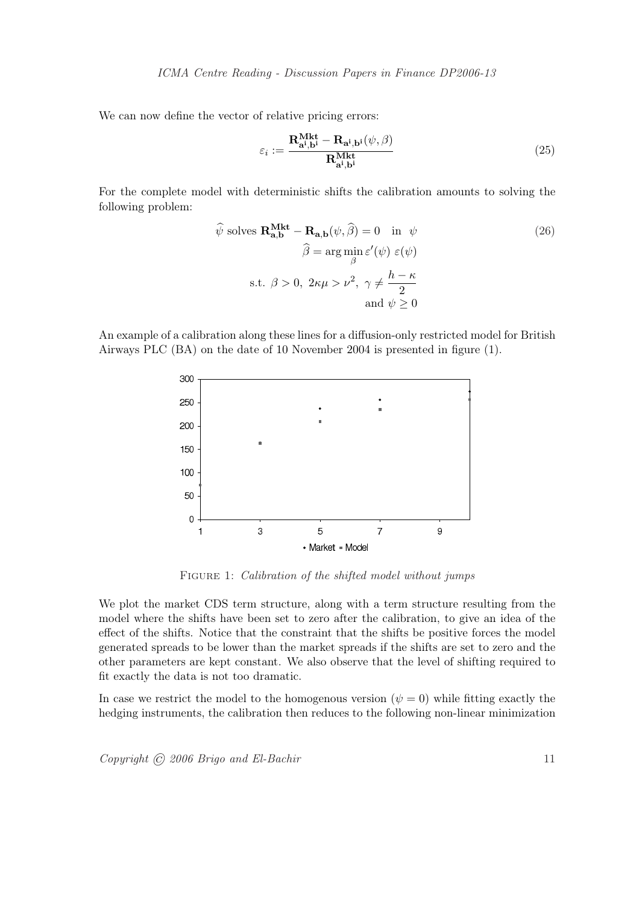We can now define the vector of relative pricing errors:

$$\varepsilon_i := \frac{\mathbf{R}^{\mathbf{Mkt}}_{\mathbf{a^i},\mathbf{b^i}} - \mathbf{R}_{\mathbf{a^i},\mathbf{b^i}}(\psi, \beta)}{\mathbf{R}^{\mathbf{Mkt}}_{\mathbf{a^i},\mathbf{b^i}}} \tag{25}$$

For the complete model with deterministic shifts the calibration amounts to solving the following problem:

$$\begin{aligned} \widehat{\psi} \text{ solves } \mathbf{R}^{\mathbf{Mkt}}_{\mathbf{a},\mathbf{b}} - \mathbf{R}_{\mathbf{a},\mathbf{b}}(\psi, \widehat{\beta}) = 0 \quad \text{in} \;\; \psi \\ \widehat{\beta} = \arg\min_{\beta} \varepsilon'(\psi)\ \varepsilon(\psi) \\ \text{s.t. } \beta > 0,\ 2\kappa\mu > \nu^2,\ \gamma \neq \frac{h-\kappa}{2} \\ \text{and } \psi \geq 0 \end{aligned} \tag{26}$$

An example of a calibration along these lines for a diffusion-only restricted model for British Airways PLC (BA) on the date of 10 November 2004 is presented in figure (1).

FIGURE 1: *Calibration of the shifted model without jumps*

We plot the market CDS term structure, along with a term structure resulting from the model where the shifts have been set to zero after the calibration, to give an idea of the effect of the shifts. Notice that the constraint that the shifts be positive forces the model generated spreads to be lower than the market spreads if the shifts are set to zero and the other parameters are kept constant. We also observe that the level of shifting required to fit exactly the data is not too dramatic.

In case we restrict the model to the homogenous version ($\psi = 0$) while fitting exactly the hedging instruments, the calibration then reduces to the following non-linear minimization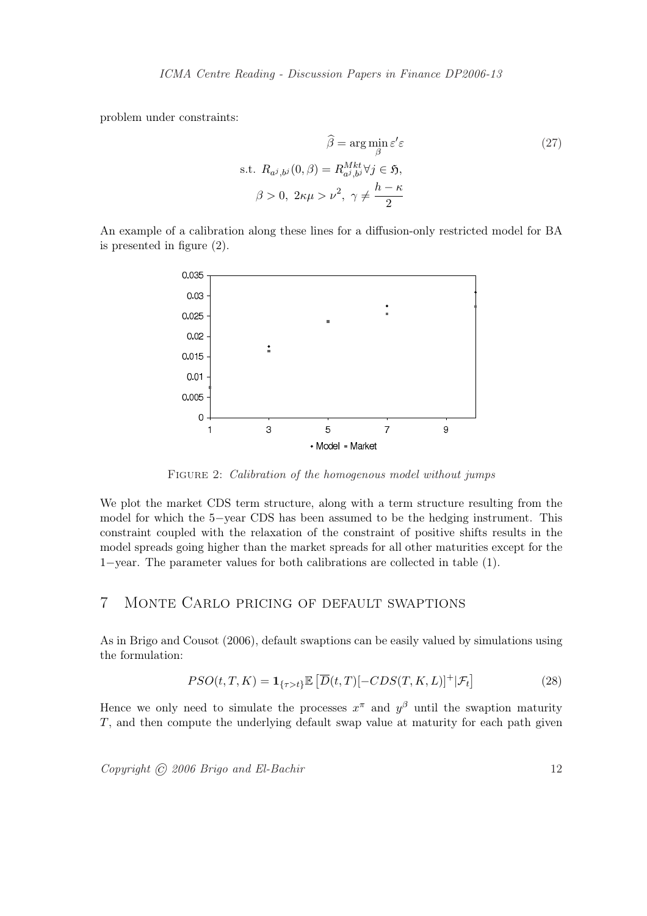problem under constraints:

$$\widehat{\beta} = \arg\min_{\beta} \varepsilon' \varepsilon \tag{27}$$
$$\text{s.t. } R_{a^j,b^j}(0,\beta) = R^{Mkt}_{a^j,b^j} \forall j \in \mathfrak{H},$$
$$\beta > 0,\ 2\kappa\mu > \nu^2,\ \gamma \neq \frac{h-\kappa}{2}$$

An example of a calibration along these lines for a diffusion-only restricted model for BA is presented in figure (2).

FIGURE 2: *Calibration of the homogenous model without jumps*

We plot the market CDS term structure, along with a term structure resulting from the model for which the 5−year CDS has been assumed to be the hedging instrument. This constraint coupled with the relaxation of the constraint of positive shifts results in the model spreads going higher than the market spreads for all other maturities except for the 1−year. The parameter values for both calibrations are collected in table (1).

## 7 Monte Carlo pricing of default swaptions

As in Brigo and Cousot (2006), default swaptions can be easily valued by simulations using the formulation:

$$PSO(t,T,K) = \mathbf{1}_{\{\tau > t\}} \mathbb{E}\left[\overline{D}(t,T)[-CDS(T,K,L)]^{+}|\mathcal{F}_t\right] \tag{28}$$

Hence we only need to simulate the processes $x^{\pi}$ and $y^{\beta}$ until the swaption maturity $T$, and then compute the underlying default swap value at maturity for each path given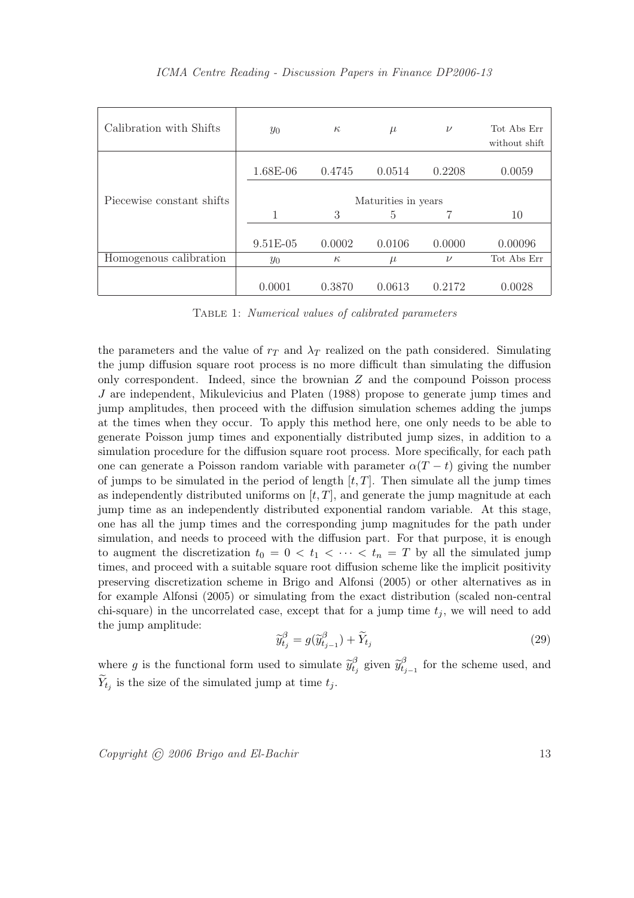| Calibration with Shifts | $y_0$ | $\kappa$ | $\mu$ | $\nu$ | Tot Abs Err without shift |
|---|---|---|---|---|---|
| | 1.68E-06 | 0.4745 | 0.0514 | 0.2208 | 0.0059 |
| Piecewise constant shifts | Maturities in years | | | | |
| | 1 | 3 | 5 | 7 | 10 |
| | 9.51E-05 | 0.0002 | 0.0106 | 0.0000 | 0.00096 |
| Homogenous calibration | $y_0$ | $\kappa$ | $\mu$ | $\nu$ | Tot Abs Err |
| | 0.0001 | 0.3870 | 0.0613 | 0.2172 | 0.0028 |

Table 1: *Numerical values of calibrated parameters*

the parameters and the value of $r_T$ and $\lambda_T$ realized on the path considered. Simulating the jump diffusion square root process is no more difficult than simulating the diffusion only correspondent. Indeed, since the brownian $Z$ and the compound Poisson process $J$ are independent, Mikulevicius and Platen (1988) propose to generate jump times and jump amplitudes, then proceed with the diffusion simulation schemes adding the jumps at the times when they occur. To apply this method here, one only needs to be able to generate Poisson jump times and exponentially distributed jump sizes, in addition to a simulation procedure for the diffusion square root process. More specifically, for each path one can generate a Poisson random variable with parameter $\alpha(T-t)$ giving the number of jumps to be simulated in the period of length $[t,T]$. Then simulate all the jump times as independently distributed uniforms on $[t,T]$, and generate the jump magnitude at each jump time as an independently distributed exponential random variable. At this stage, one has all the jump times and the corresponding jump magnitudes for the path under simulation, and needs to proceed with the diffusion part. For that purpose, it is enough to augment the discretization $t_0 = 0 < t_1 < \cdots < t_n = T$ by all the simulated jump times, and proceed with a suitable square root diffusion scheme like the implicit positivity preserving discretization scheme in Brigo and Alfonsi (2005) or other alternatives as in for example Alfonsi (2005) or simulating from the exact distribution (scaled non-central chi-square) in the uncorrelated case, except that for a jump time $t_j$, we will need to add the jump amplitude:

$$\widetilde{y}^{\beta}_{t_j} = g(\widetilde{y}^{\beta}_{t_{j-1}}) + \widetilde{Y}_{t_j} \tag{29}$$

where $g$ is the functional form used to simulate $\widetilde{y}^{\beta}_{t_j}$ given $\widetilde{y}^{\beta}_{t_{j-1}}$ for the scheme used, and $\widetilde{Y}_{t_j}$ is the size of the simulated jump at time $t_j$.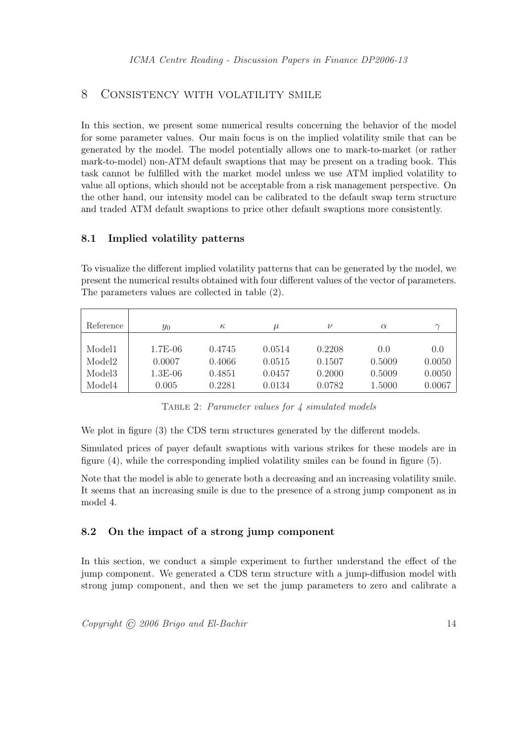## 8 Consistency with volatility smile

In this section, we present some numerical results concerning the behavior of the model for some parameter values. Our main focus is on the implied volatility smile that can be generated by the model. The model potentially allows one to mark-to-market (or rather mark-to-model) non-ATM default swaptions that may be present on a trading book. This task cannot be fulfilled with the market model unless we use ATM implied volatility to value all options, which should not be acceptable from a risk management perspective. On the other hand, our intensity model can be calibrated to the default swap term structure and traded ATM default swaptions to price other default swaptions more consistently.

### 8.1 Implied volatility patterns

To visualize the different implied volatility patterns that can be generated by the model, we present the numerical results obtained with four different values of the vector of parameters. The parameters values are collected in table (2).

| Reference | $y_0$ | $\kappa$ | $\mu$ | $\nu$ | $\alpha$ | $\gamma$ |
|---|---|---|---|---|---|---|
| Model1 | 1.7E-06 | 0.4745 | 0.0514 | 0.2208 | 0.0 | 0.0 |
| Model2 | 0.0007 | 0.4066 | 0.0515 | 0.1507 | 0.5009 | 0.0050 |
| Model3 | 1.3E-06 | 0.4851 | 0.0457 | 0.2000 | 0.5009 | 0.0050 |
| Model4 | 0.005 | 0.2281 | 0.0134 | 0.0782 | 1.5000 | 0.0067 |

Table 2: *Parameter values for 4 simulated models*

We plot in figure (3) the CDS term structures generated by the different models.

Simulated prices of payer default swaptions with various strikes for these models are in figure (4), while the corresponding implied volatility smiles can be found in figure (5).

Note that the model is able to generate both a decreasing and an increasing volatility smile. It seems that an increasing smile is due to the presence of a strong jump component as in model 4.

### 8.2 On the impact of a strong jump component

In this section, we conduct a simple experiment to further understand the effect of the jump component. We generated a CDS term structure with a jump-diffusion model with strong jump component, and then we set the jump parameters to zero and calibrate a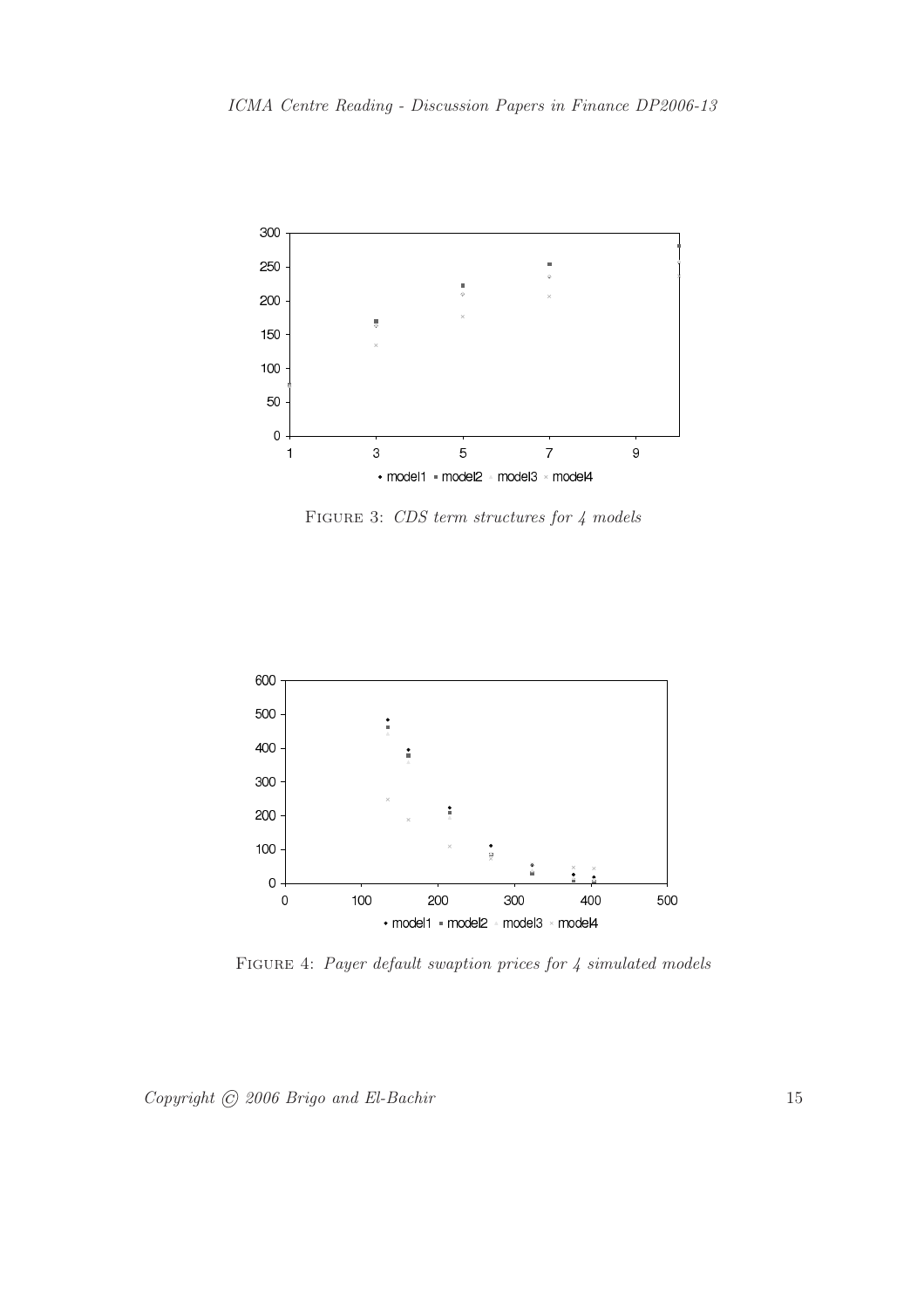Figure 3: *CDS term structures for 4 models*

Figure 4: *Payer default swaption prices for 4 simulated models*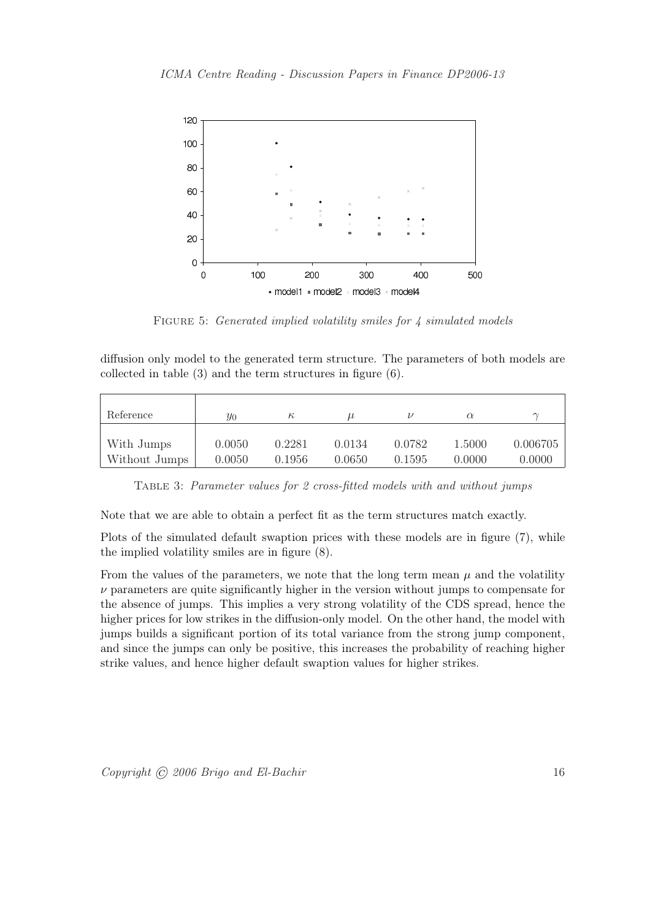FIGURE 5: *Generated implied volatility smiles for 4 simulated models*

diffusion only model to the generated term structure. The parameters of both models are collected in table (3) and the term structures in figure (6).

| Reference | $y_0$ | $\kappa$ | $\mu$ | $\nu$ | $\alpha$ | $\gamma$ |
|---|---|---|---|---|---|---|
| With Jumps | 0.0050 | 0.2281 | 0.0134 | 0.0782 | 1.5000 | 0.006705 |
| Without Jumps | 0.0050 | 0.1956 | 0.0650 | 0.1595 | 0.0000 | 0.0000 |

TABLE 3: *Parameter values for 2 cross-fitted models with and without jumps*

Note that we are able to obtain a perfect fit as the term structures match exactly.

Plots of the simulated default swaption prices with these models are in figure (7), while the implied volatility smiles are in figure (8).

From the values of the parameters, we note that the long term mean $\mu$ and the volatility $\nu$ parameters are quite significantly higher in the version without jumps to compensate for the absence of jumps. This implies a very strong volatility of the CDS spread, hence the higher prices for low strikes in the diffusion-only model. On the other hand, the model with jumps builds a significant portion of its total variance from the strong jump component, and since the jumps can only be positive, this increases the probability of reaching higher strike values, and hence higher default swaption values for higher strikes.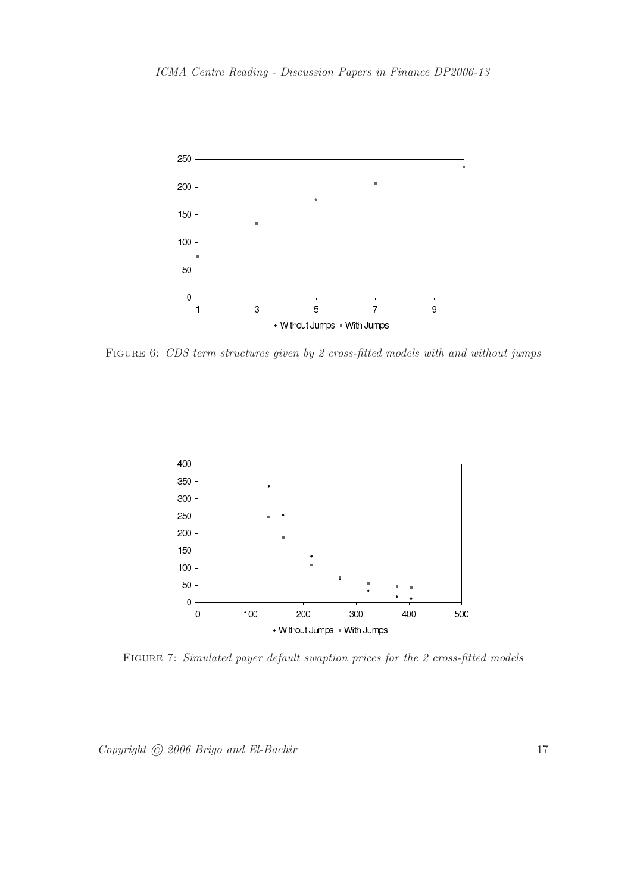FIGURE 6: *CDS term structures given by 2 cross-fitted models with and without jumps*

FIGURE 7: *Simulated payer default swaption prices for the 2 cross-fitted models*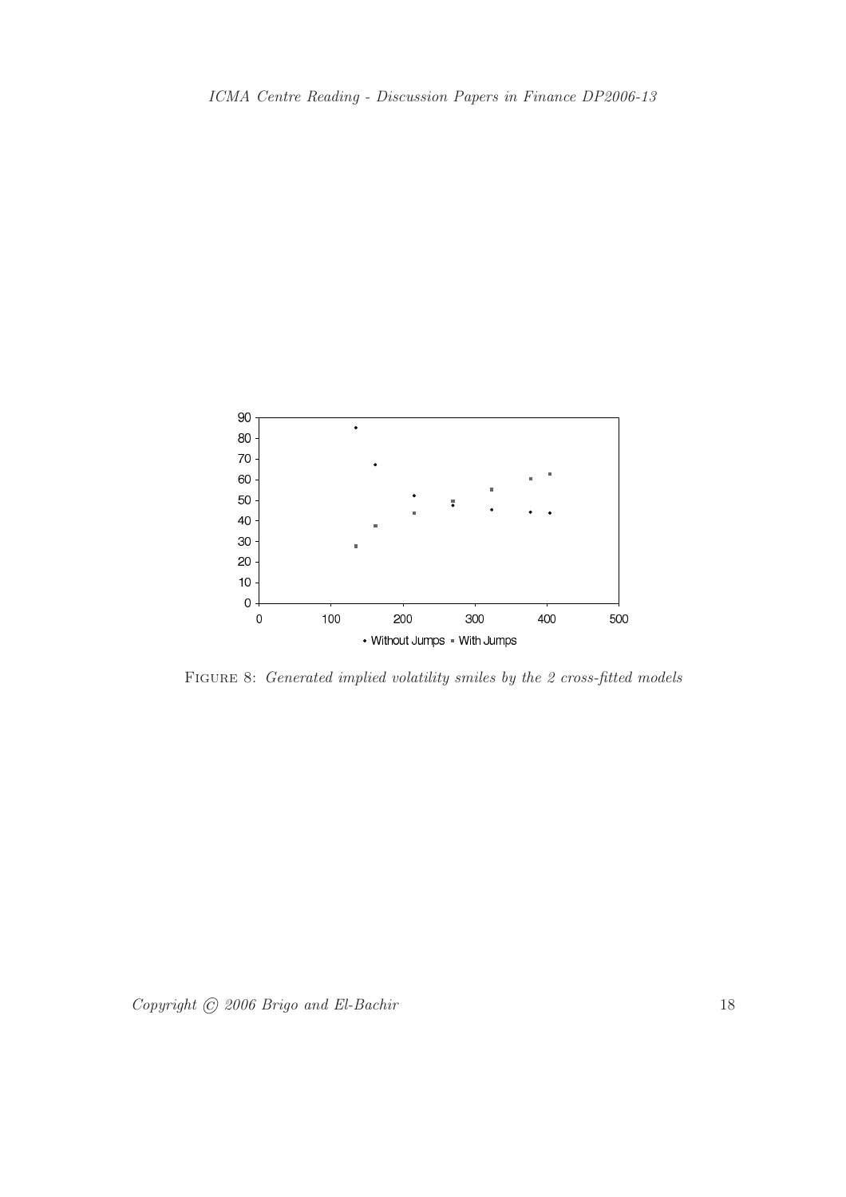Figure 8: *Generated implied volatility smiles by the 2 cross-fitted models*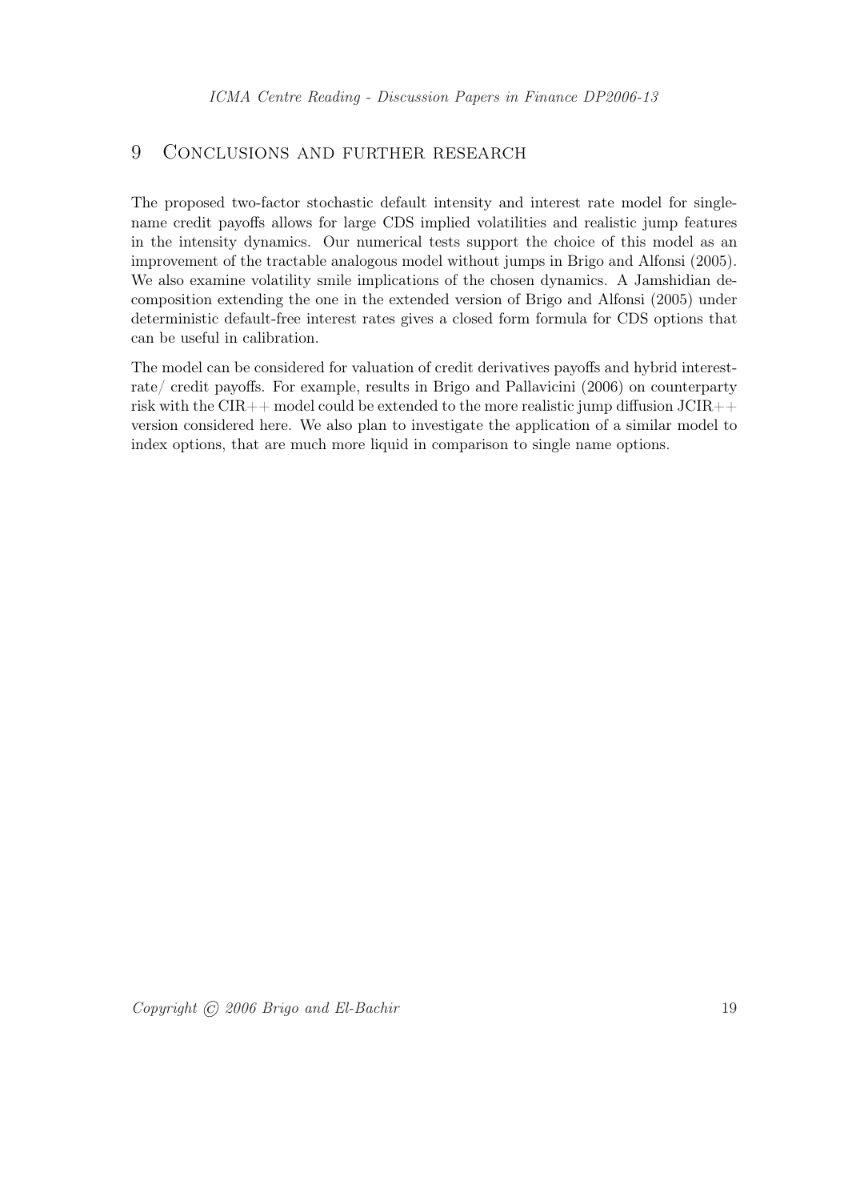## 9 Conclusions and further research

The proposed two-factor stochastic default intensity and interest rate model for single-name credit payoffs allows for large CDS implied volatilities and realistic jump features in the intensity dynamics. Our numerical tests support the choice of this model as an improvement of the tractable analogous model without jumps in Brigo and Alfonsi (2005). We also examine volatility smile implications of the chosen dynamics. A Jamshidian decomposition extending the one in the extended version of Brigo and Alfonsi (2005) under deterministic default-free interest rates gives a closed form formula for CDS options that can be useful in calibration.

The model can be considered for valuation of credit derivatives payoffs and hybrid interest-rate/ credit payoffs. For example, results in Brigo and Pallavicini (2006) on counterparty risk with the CIR++ model could be extended to the more realistic jump diffusion JCIR++ version considered here. We also plan to investigate the application of a similar model to index options, that are much more liquid in comparison to single name options.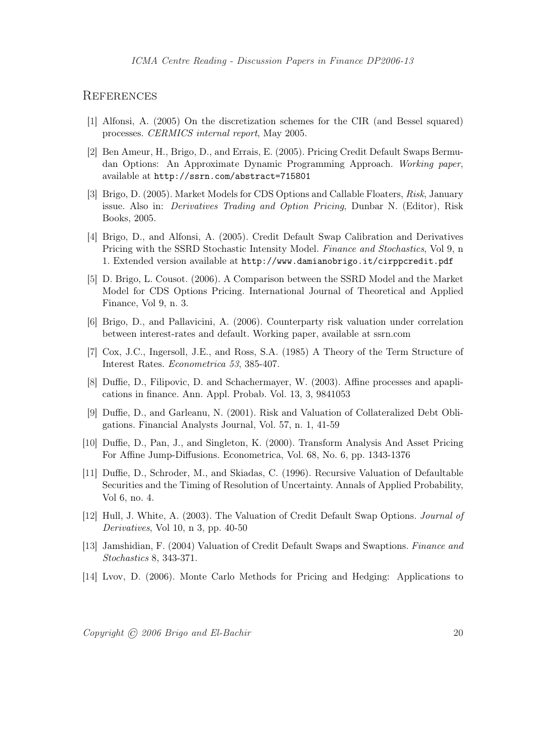# References

[1] Alfonsi, A. (2005) On the discretization schemes for the CIR (and Bessel squared) processes. *CERMICS internal report*, May 2005.

[2] Ben Ameur, H., Brigo, D., and Errais, E. (2005). Pricing Credit Default Swaps Bermudan Options: An Approximate Dynamic Programming Approach. *Working paper*, available at `http://ssrn.com/abstract=715801`

[3] Brigo, D. (2005). Market Models for CDS Options and Callable Floaters, *Risk*, January issue. Also in: *Derivatives Trading and Option Pricing*, Dunbar N. (Editor), Risk Books, 2005.

[4] Brigo, D., and Alfonsi, A. (2005). Credit Default Swap Calibration and Derivatives Pricing with the SSRD Stochastic Intensity Model. *Finance and Stochastics*, Vol 9, n 1. Extended version available at `http://www.damianobrigo.it/cirppcredit.pdf`

[5] D. Brigo, L. Cousot. (2006). A Comparison between the SSRD Model and the Market Model for CDS Options Pricing. International Journal of Theoretical and Applied Finance, Vol 9, n. 3.

[6] Brigo, D., and Pallavicini, A. (2006). Counterparty risk valuation under correlation between interest-rates and default. Working paper, available at ssrn.com

[7] Cox, J.C., Ingersoll, J.E., and Ross, S.A. (1985) A Theory of the Term Structure of Interest Rates. *Econometrica 53*, 385-407.

[8] Duffie, D., Filipovic, D. and Schachermayer, W. (2003). Affine processes and apaplications in finance. Ann. Appl. Probab. Vol. 13, 3, 9841053

[9] Duffie, D., and Garleanu, N. (2001). Risk and Valuation of Collateralized Debt Obligations. Financial Analysts Journal, Vol. 57, n. 1, 41-59

[10] Duffie, D., Pan, J., and Singleton, K. (2000). Transform Analysis And Asset Pricing For Affine Jump-Diffusions. Econometrica, Vol. 68, No. 6, pp. 1343-1376

[11] Duffie, D., Schroder, M., and Skiadas, C. (1996). Recursive Valuation of Defaultable Securities and the Timing of Resolution of Uncertainty. Annals of Applied Probability, Vol 6, no. 4.

[12] Hull, J. White, A. (2003). The Valuation of Credit Default Swap Options. *Journal of Derivatives*, Vol 10, n 3, pp. 40-50

[13] Jamshidian, F. (2004) Valuation of Credit Default Swaps and Swaptions. *Finance and Stochastics* 8, 343-371.

[14] Lvov, D. (2006). Monte Carlo Methods for Pricing and Hedging: Applications to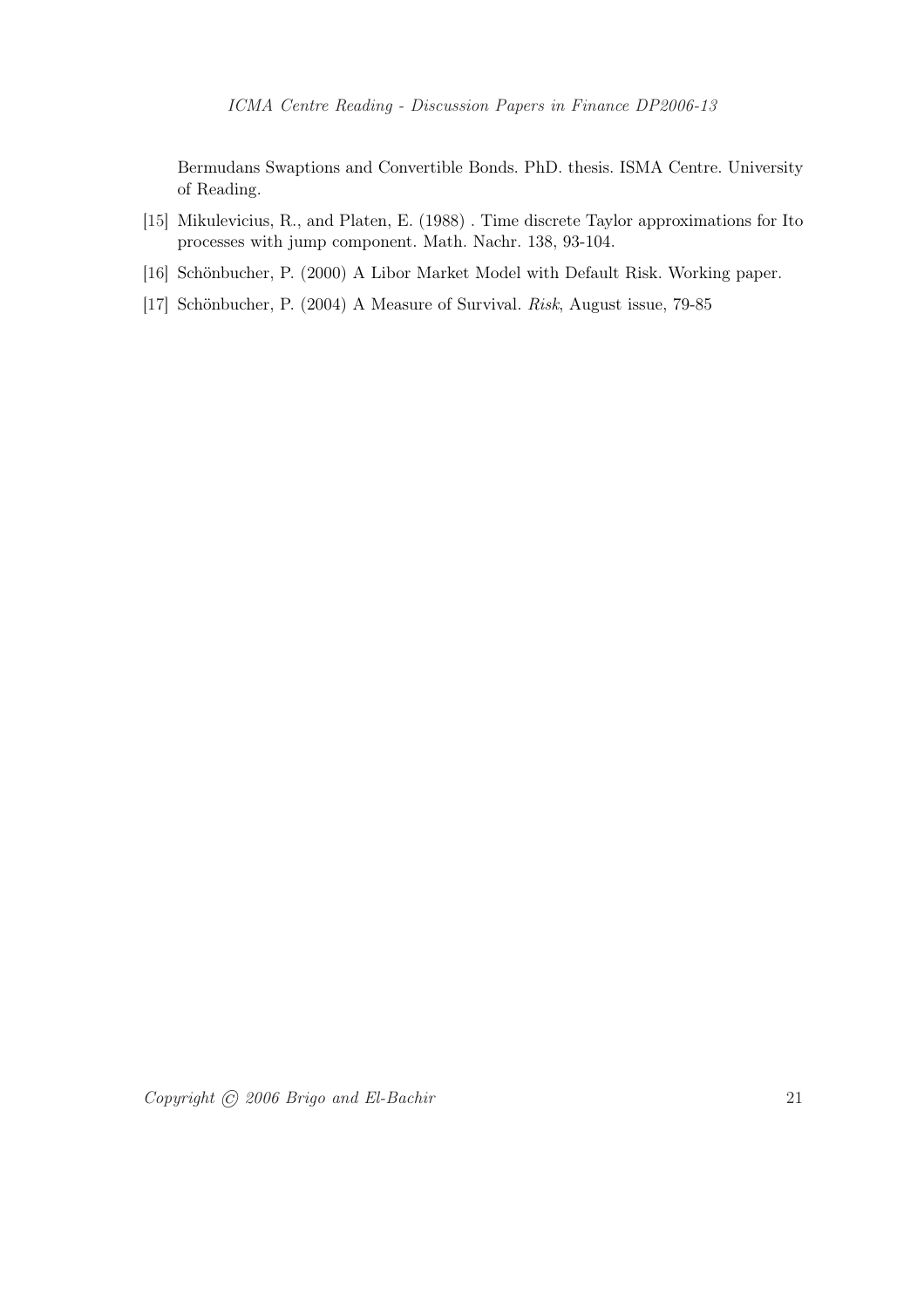Bermudans Swaptions and Convertible Bonds. PhD. thesis. ISMA Centre. University of Reading.

[15] Mikulevicius, R., and Platen, E. (1988) . Time discrete Taylor approximations for Ito processes with jump component. Math. Nachr. 138, 93-104.

[16] Schönbucher, P. (2000) A Libor Market Model with Default Risk. Working paper.

[17] Schönbucher, P. (2004) A Measure of Survival. *Risk*, August issue, 79-85